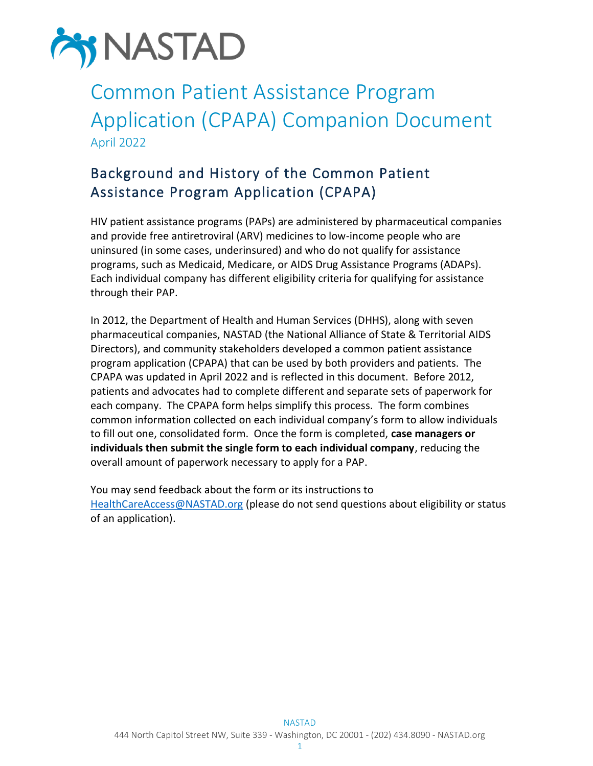# NASTAD

# Common Patient Assistance Program Application (CPAPA) Companion Document

April 2022

## Background and History of the Common Patient Assistance Program Application (CPAPA)

HIV patient assistance programs (PAPs) are administered by pharmaceutical companies and provide free antiretroviral (ARV) medicines to low-income people who are uninsured (in some cases, underinsured) and who do not qualify for assistance programs, such as Medicaid, Medicare, or AIDS Drug Assistance Programs (ADAPs). Each individual company has different eligibility criteria for qualifying for assistance through their PAP.

In 2012, the Department of Health and Human Services (DHHS), along with seven pharmaceutical companies, NASTAD (the National Alliance of State & Territorial AIDS Directors), and community stakeholders developed a common patient assistance program application (CPAPA) that can be used by both providers and patients. The CPAPA was updated in April 2022 and is reflected in this document. Before 2012, patients and advocates had to complete different and separate sets of paperwork for each company. The CPAPA form helps simplify this process. The form combines common information collected on each individual company's form to allow individuals to fill out one, consolidated form. Once the form is completed, **case managers or individuals then submit the single form to each individual company**, reducing the overall amount of paperwork necessary to apply for a PAP.

You may send feedback about the form or its instructions to HealthCareAccess@NASTAD.org (please do not send questions about eligibility or status of an application).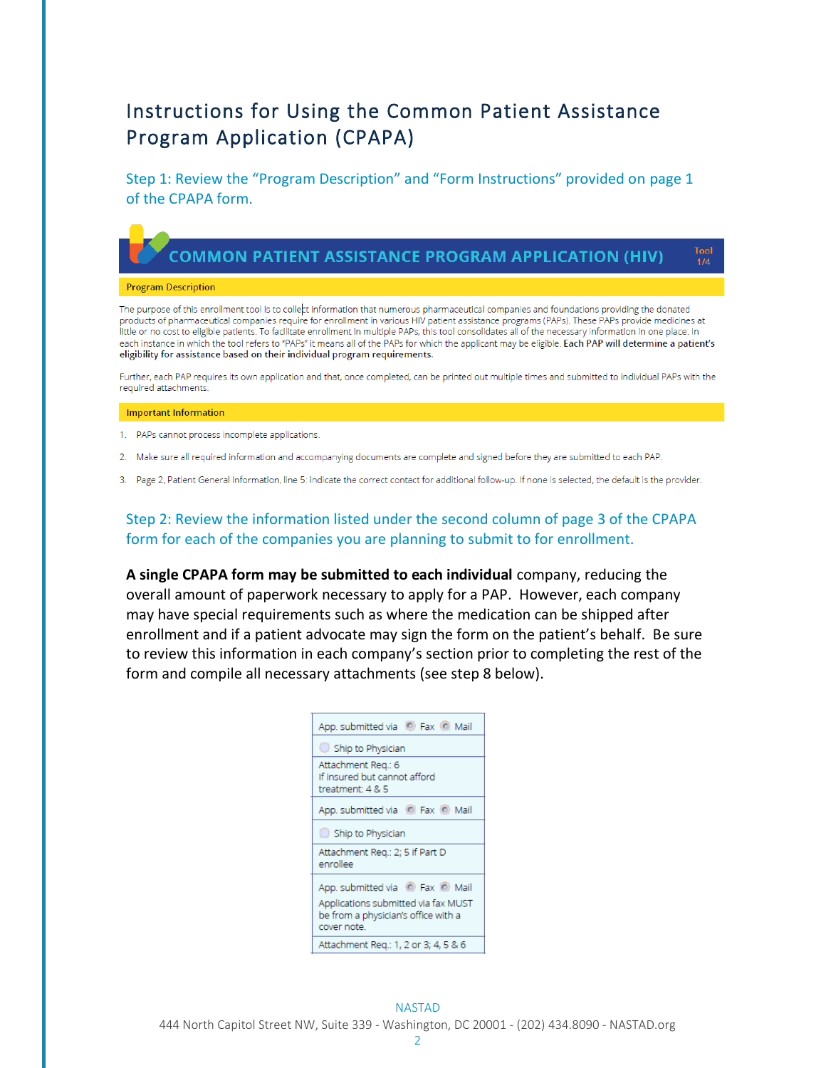# Instructions for Using the Common Patient Assistance Program Application (CPAPA)

## Step 1: Review the "Program Description" and "Form Instructions" provided on page 1 of the CPAPA form.

**COMMON PATIENT ASSISTANCE PROGRAM APPLICATION (HIV)** Tool 1/4

**Program Description**

The purpose of this enrollment tool is to collect information that numerous pharmaceutical companies and foundations providing the donated products of pharmaceutical companies require for enrollment in various HIV patient assistance programs (PAPs). These PAPs provide medicines at little or no cost to eligible patients. To facilitate enrollment in multiple PAPs, this tool consolidates all of the necessary information in one place. In each instance in which the tool refers to "PAPs" it means all of the PAPs for which the applicant may be eligible. **Each PAP will determine a patient's eligibility for assistance based on their individual program requirements.**

Further, each PAP requires its own application and that, once completed, can be printed out multiple times and submitted to individual PAPs with the required attachments.

**Important Information**

1. PAPs cannot process incomplete applications.
2. Make sure all required information and accompanying documents are complete and signed before they are submitted to each PAP.
3. Page 2, Patient General Information, line 5: indicate the correct contact for additional follow-up. If none is selected, the default is the provider.

## Step 2: Review the information listed under the second column of page 3 of the CPAPA form for each of the companies you are planning to submit to for enrollment.

**A single CPAPA form may be submitted to each individual** company, reducing the overall amount of paperwork necessary to apply for a PAP. However, each company may have special requirements such as where the medication can be shipped after enrollment and if a patient advocate may sign the form on the patient's behalf. Be sure to review this information in each company's section prior to completing the rest of the form and compile all necessary attachments (see step 8 below).

| |
|---|
| App. submitted via ◯ Fax ◯ Mail |
| ◯ Ship to Physician |
| Attachment Req.: 6<br>If insured but cannot afford treatment: 4 & 5 |
| App. submitted via ◯ Fax ◯ Mail |
| ◯ Ship to Physician |
| Attachment Req.: 2; 5 if Part D enrollee |
| App. submitted via ◯ Fax ◯ Mail<br>Applications submitted via fax MUST be from a physician's office with a cover note. |
| Attachment Req.: 1, 2 or 3; 4, 5 & 6 |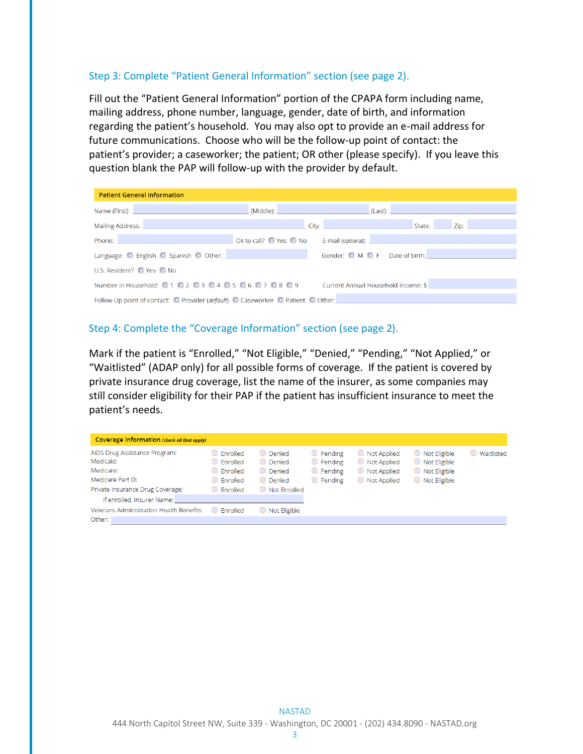### Step 3: Complete "Patient General Information" section (see page 2).

Fill out the "Patient General Information" portion of the CPAPA form including name, mailing address, phone number, language, gender, date of birth, and information regarding the patient's household. You may also opt to provide an e-mail address for future communications. Choose who will be the follow-up point of contact: the patient's provider; a caseworker; the patient; OR other (please specify). If you leave this question blank the PAP will follow-up with the provider by default.

**Patient General Information**

Name (First): ______ (Middle): ______ (Last): ______

Mailing Address: ______ City: ______ State: ______ Zip: ______

Phone: ______ Ok to call? ○ Yes ○ No E-mail (optional): ______

Language: ○ English ○ Spanish ○ Other: ______ Gender: ○ M ○ F Date of birth: ______

U.S. Resident? ○ Yes ○ No

Number in Household: ○ 1 ○ 2 ○ 3 ○ 4 ○ 5 ○ 6 ○ 7 ○ 8 ○ 9 Current Annual Household Income: $ ______

Follow-Up point of contact: ○ Provider (*default*) ○ Caseworker ○ Patient ○ Other: ______

### Step 4: Complete the "Coverage Information" section (see page 2).

Mark if the patient is "Enrolled," "Not Eligible," "Denied," "Pending," "Not Applied," or "Waitlisted" (ADAP only) for all possible forms of coverage. If the patient is covered by private insurance drug coverage, list the name of the insurer, as some companies may still consider eligibility for their PAP if the patient has insufficient insurance to meet the patient's needs.

**Coverage Information** *(check all that apply)*

| | | | | | | |
|---|---|---|---|---|---|---|
| AIDS Drug Assistance Program: | ○ Enrolled | ○ Denied | ○ Pending | ○ Not Applied | ○ Not Eligible | ○ Waitlisted |
| Medicaid: | ○ Enrolled | ○ Denied | ○ Pending | ○ Not Applied | ○ Not Eligible | |
| Medicare: | ○ Enrolled | ○ Denied | ○ Pending | ○ Not Applied | ○ Not Eligible | |
| Medicare Part D: | ○ Enrolled | ○ Denied | ○ Pending | ○ Not Applied | ○ Not Eligible | |
| Private Insurance Drug Coverage: | ○ Enrolled | ○ Not Enrolled | | | | |
| If enrolled, Insurer Name: ______ | | | | | | |
| Veterans Administration Health Benefits: | ○ Enrolled | ○ Not Eligible | | | | |
| Other: ______ | | | | | | |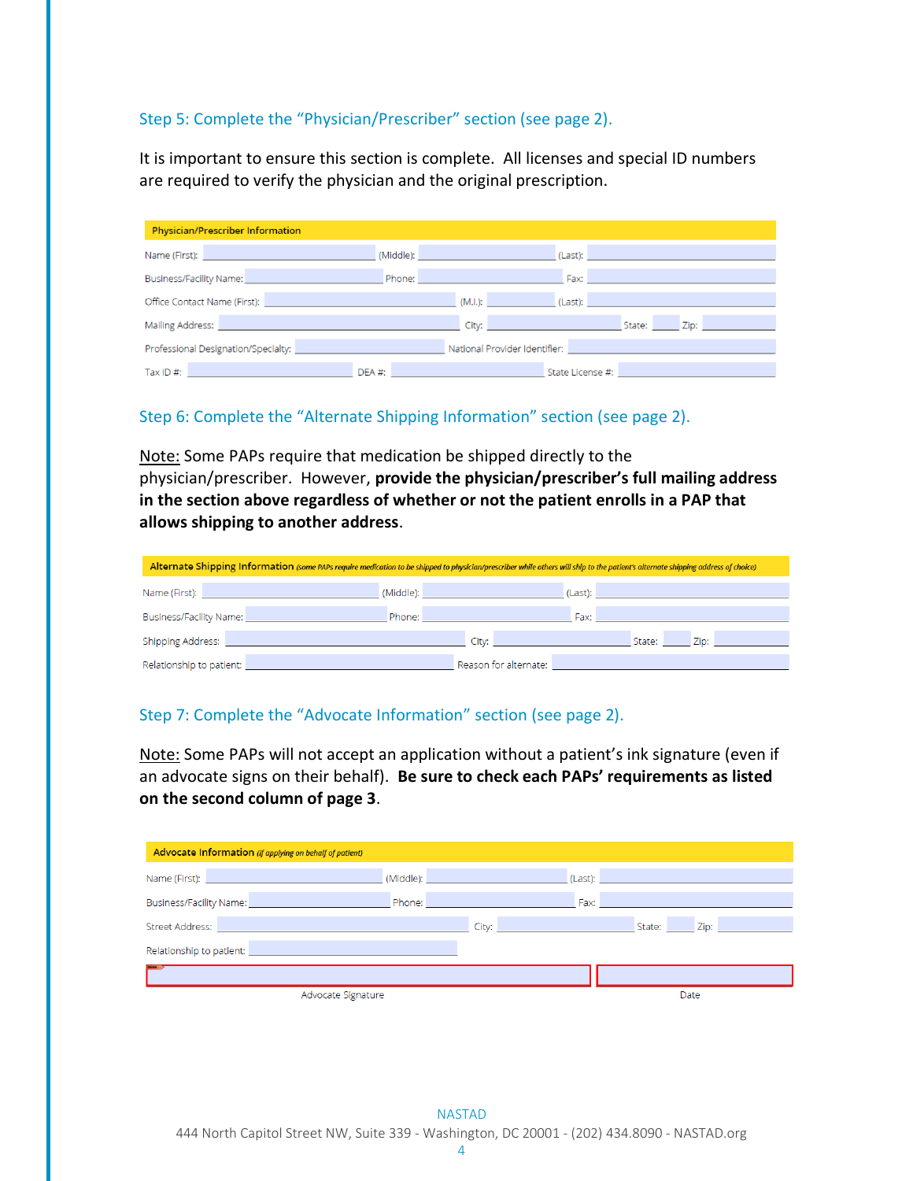### Step 5: Complete the "Physician/Prescriber" section (see page 2).

It is important to ensure this section is complete. All licenses and special ID numbers are required to verify the physician and the original prescription.

| Physician/Prescriber Information | | | | | |
|---|---|---|---|---|---|
| Name (First): | | (Middle): | | (Last): | |
| Business/Facility Name: | | Phone: | | Fax: | |
| Office Contact Name (First): | | (M.I.): | | (Last): | |
| Mailing Address: | | City: | | State: Zip: | |
| Professional Designation/Specialty: | | National Provider Identifier: | | | |
| Tax ID #: | | DEA #: | | State License #: | |

### Step 6: Complete the "Alternate Shipping Information" section (see page 2).

Note: Some PAPs require that medication be shipped directly to the physician/prescriber. However, **provide the physician/prescriber's full mailing address in the section above regardless of whether or not the patient enrolls in a PAP that allows shipping to another address**.

| Alternate Shipping Information *(some PAPs require medication to be shipped to physician/prescriber while others will ship to the patient's alternate shipping address of choice)* | | | | | |
|---|---|---|---|---|---|
| Name (First): | | (Middle): | | (Last): | |
| Business/Facility Name: | | Phone: | | Fax: | |
| Shipping Address: | | City: | | State: Zip: | |
| Relationship to patient: | | Reason for alternate: | | | |

### Step 7: Complete the "Advocate Information" section (see page 2).

Note: Some PAPs will not accept an application without a patient's ink signature (even if an advocate signs on their behalf). **Be sure to check each PAPs' requirements as listed on the second column of page 3**.

| Advocate Information *(if applying on behalf of patient)* | | | | | |
|---|---|---|---|---|---|
| Name (First): | | (Middle): | | (Last): | |
| Business/Facility Name: | | Phone: | | Fax: | |
| Street Address: | | City: | | State: Zip: | |
| Relationship to patient: | | | | | |
| Advocate Signature | | | | Date | |

NASTAD
444 North Capitol Street NW, Suite 339 - Washington, DC 20001 - (202) 434.8090 - NASTAD.org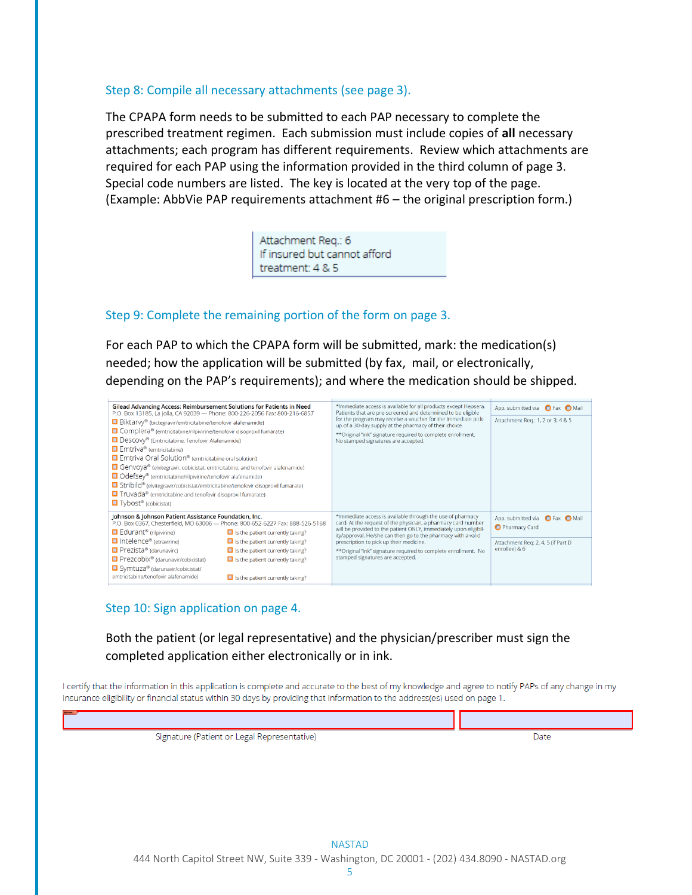### Step 8: Compile all necessary attachments (see page 3).

The CPAPA form needs to be submitted to each PAP necessary to complete the prescribed treatment regimen. Each submission must include copies of **all** necessary attachments; each program has different requirements. Review which attachments are required for each PAP using the information provided in the third column of page 3. Special code numbers are listed. The key is located at the very top of the page. (Example: AbbVie PAP requirements attachment #6 – the original prescription form.)

Attachment Req.: 6
If insured but cannot afford treatment: 4 & 5

### Step 9: Complete the remaining portion of the form on page 3.

For each PAP to which the CPAPA form will be submitted, mark: the medication(s) needed; how the application will be submitted (by fax, mail, or electronically, depending on the PAP's requirements); and where the medication should be shipped.

| Program / Medications | Notes | Submission / Attachments |
|---|---|---|
| **Gilead Advancing Access: Reimbursement Solutions for Patients in Need**<br>P.O. Box 13185, La Jolla, CA 92039 — Phone: 800-226-2056 Fax: 800-216-6857<br>☐ Biktarvy® (bictegravir/emtricitabine/tenofovir alafenamide)<br>☐ Complera® (emtricitabine/rilpivirine/tenofovir disoproxil fumarate)<br>☐ Descovy® (Emtricitabine, Tenofovir Alafenamide)<br>☐ Emtriva® (emtricitabine)<br>☐ Emtriva Oral Solution® (emtricitabine oral solution)<br>☐ Genvoya® (elvitegravir, cobicistat, emtricitabine, and tenofovir alafenamide)<br>☐ Odefsey® (emtricitabine/rilpivirine/tenofovir alafenamide)<br>☐ Stribild® (elvitegravir/cobicistat/emtricitabine/tenofovir disoproxil fumarate)<br>☐ Truvada® (emtricitabine and tenofovir disoproxil fumarate)<br>☐ Tybost® (cobicistat) | *Immediate access is available for all products except Hepsera. Patients that are pre-screened and determined to be eligible for the program may receive a voucher for the immediate pick-up of a 30-day supply at the pharmacy of their choice.<br>**Original "ink" signature required to complete enrollment. No stamped signatures are accepted. | App. submitted via ○ Fax ○ Mail<br>Attachment Req.: 1, 2 or 3; 4 & 5 |
| **Johnson & Johnson Patient Assistance Foundation, Inc.**<br>P.O. Box 0367, Chesterfield, MO 63006 — Phone: 800-652-6227 Fax: 888-526-5168<br>☐ Edurant® (rilpivirine) ☐ Is the patient currently taking?<br>☐ Intelence® (etravirine) ☐ Is the patient currently taking?<br>☐ Prezista® (darunavir) ☐ Is the patient currently taking?<br>☐ Prezcobix® (darunavir/cobicistat) ☐ Is the patient currently taking?<br>☐ Symtuza® (darunavir/cobicistat/emtricitabine/tenofovir alafenamide) ☐ Is the patient currently taking? | *Immediate access is available through the use of pharmacy card. At the request of the physician, a pharmacy card number will be provided to the patient ONLY, immediately upon eligibility/approval. He/she can then go to the pharmacy with a valid prescription to pick up their medicine.<br>**Original "ink" signature required to complete enrollment. No stamped signatures are accepted. | App. submitted via ○ Fax ○ Mail ○ Pharmacy Card<br>Attachment Req: 2, 4, 5 (if Part D enrollee) & 6 |

### Step 10: Sign application on page 4.

Both the patient (or legal representative) and the physician/prescriber must sign the completed application either electronically or in ink.

I certify that the information in this application is complete and accurate to the best of my knowledge and agree to notify PAPs of any change in my insurance eligibility or financial status within 30 days by providing that information to the address(es) used on page 1.

| Signature (Patient or Legal Representative) | Date |
|---|---|
| | |

NASTAD
444 North Capitol Street NW, Suite 339 - Washington, DC 20001 - (202) 434.8090 - NASTAD.org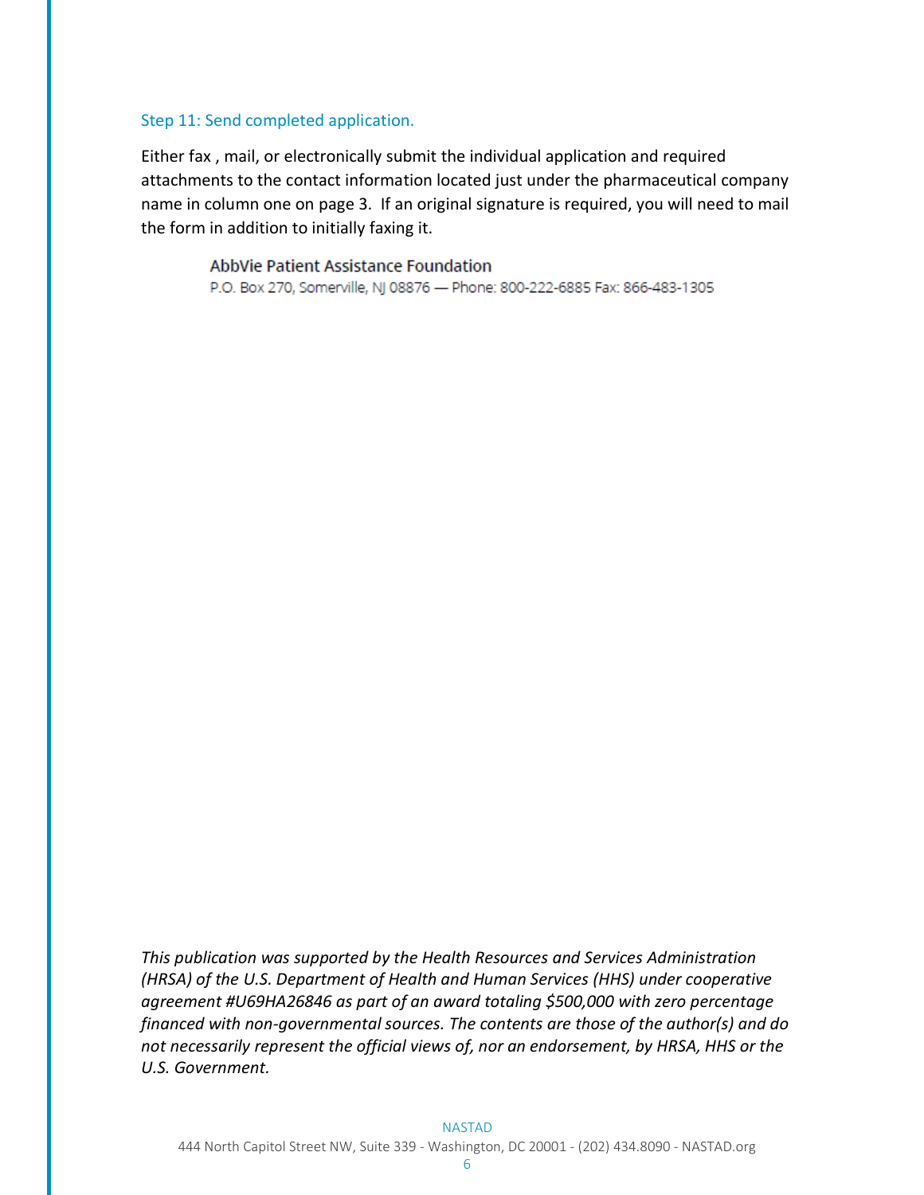### Step 11: Send completed application.

Either fax , mail, or electronically submit the individual application and required attachments to the contact information located just under the pharmaceutical company name in column one on page 3. If an original signature is required, you will need to mail the form in addition to initially faxing it.

**AbbVie Patient Assistance Foundation**
P.O. Box 270, Somerville, NJ 08876 — Phone: 800-222-6885 Fax: 866-483-1305

*This publication was supported by the Health Resources and Services Administration (HRSA) of the U.S. Department of Health and Human Services (HHS) under cooperative agreement #U69HA26846 as part of an award totaling $500,000 with zero percentage financed with non-governmental sources. The contents are those of the author(s) and do not necessarily represent the official views of, nor an endorsement, by HRSA, HHS or the U.S. Government.*

NASTAD
444 North Capitol Street NW, Suite 339 - Washington, DC 20001 - (202) 434.8090 - NASTAD.org